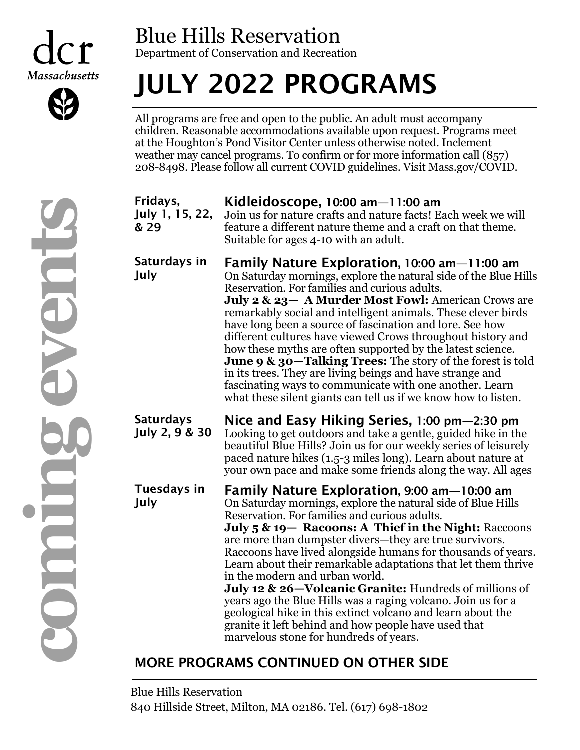dcr
*Massachusetts*

# Blue Hills Reservation

Department of Conservation and Recreation

# JULY 2022 PROGRAMS

All programs are free and open to the public. An adult must accompany children. Reasonable accommodations available upon request. Programs meet at the Houghton's Pond Visitor Center unless otherwise noted. Inclement weather may cancel programs. To confirm or for more information call (857) 208-8498. Please follow all current COVID guidelines. Visit Mass.gov/COVID.

**coming events**

**Fridays, July 1, 15, 22, & 29**

### Kidleidoscope, 10:00 am—11:00 am

Join us for nature crafts and nature facts! Each week we will feature a different nature theme and a craft on that theme. Suitable for ages 4-10 with an adult.

**Saturdays in July**

### Family Nature Exploration, 10:00 am—11:00 am

On Saturday mornings, explore the natural side of the Blue Hills Reservation. For families and curious adults.

**July 2 & 23— A Murder Most Fowl:** American Crows are remarkably social and intelligent animals. These clever birds have long been a source of fascination and lore. See how different cultures have viewed Crows throughout history and how these myths are often supported by the latest science.

**June 9 & 30—Talking Trees:** The story of the forest is told in its trees. They are living beings and have strange and fascinating ways to communicate with one another. Learn what these silent giants can tell us if we know how to listen.

**Saturdays July 2, 9 & 30**

### Nice and Easy Hiking Series, 1:00 pm—2:30 pm

Looking to get outdoors and take a gentle, guided hike in the beautiful Blue Hills? Join us for our weekly series of leisurely paced nature hikes (1.5-3 miles long). Learn about nature at your own pace and make some friends along the way. All ages

**Tuesdays in July**

### Family Nature Exploration, 9:00 am—10:00 am

On Saturday mornings, explore the natural side of Blue Hills Reservation. For families and curious adults.

**July 5 & 19— Racoons: A Thief in the Night:** Raccoons are more than dumpster divers—they are true survivors. Raccoons have lived alongside humans for thousands of years. Learn about their remarkable adaptations that let them thrive in the modern and urban world.

**July 12 & 26—Volcanic Granite:** Hundreds of millions of years ago the Blue Hills was a raging volcano. Join us for a geological hike in this extinct volcano and learn about the granite it left behind and how people have used that marvelous stone for hundreds of years.

## MORE PROGRAMS CONTINUED ON OTHER SIDE

Blue Hills Reservation
840 Hillside Street, Milton, MA 02186. Tel. (617) 698-1802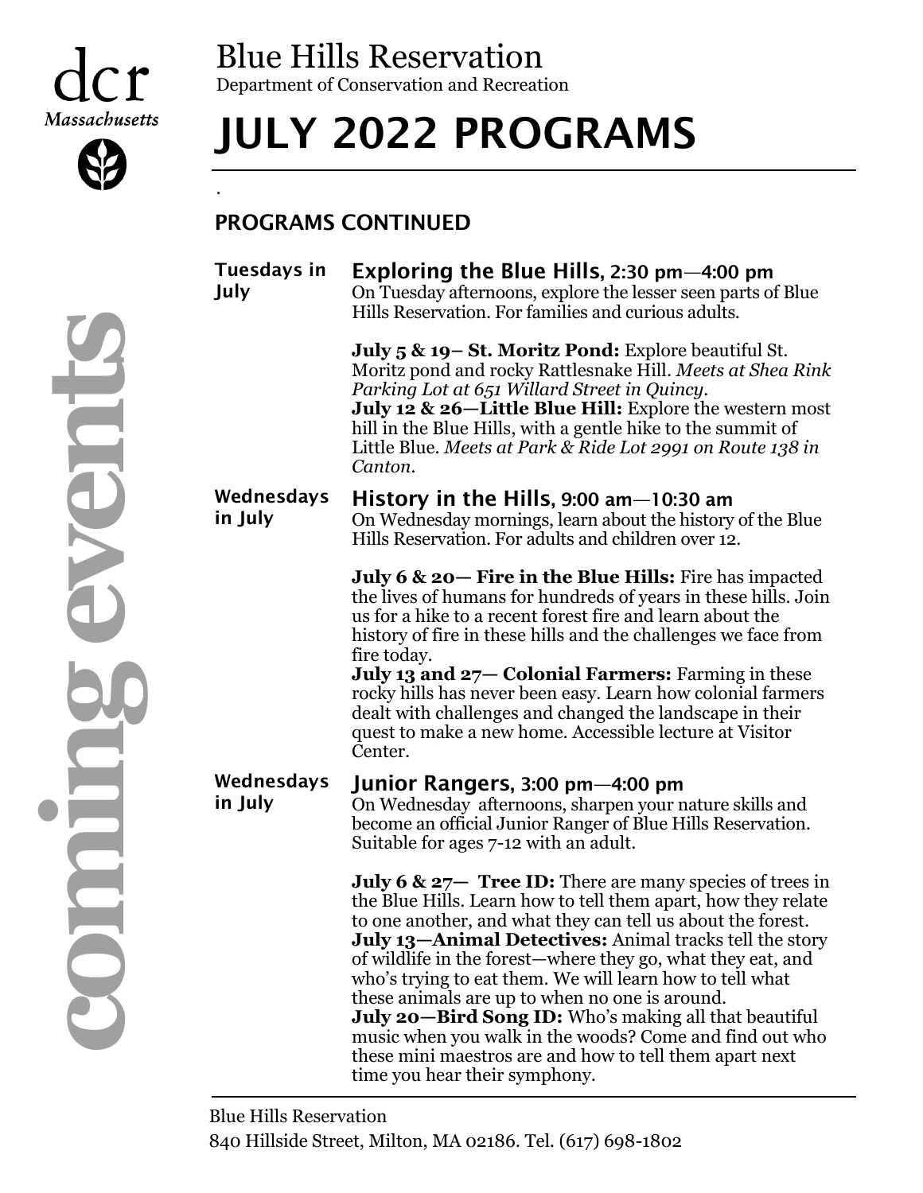dcr
*Massachusetts*

# Blue Hills Reservation

Department of Conservation and Recreation

# JULY 2022 PROGRAMS

coming events

## PROGRAMS CONTINUED

**Tuesdays in July**

### Exploring the Blue Hills, 2:30 pm—4:00 pm

On Tuesday afternoons, explore the lesser seen parts of Blue Hills Reservation. For families and curious adults.

**July 5 & 19– St. Moritz Pond:** Explore beautiful St. Moritz pond and rocky Rattlesnake Hill. *Meets at Shea Rink Parking Lot at 651 Willard Street in Quincy.*
**July 12 & 26—Little Blue Hill:** Explore the western most hill in the Blue Hills, with a gentle hike to the summit of Little Blue. *Meets at Park & Ride Lot 2991 on Route 138 in Canton.*

**Wednesdays in July**

### History in the Hills, 9:00 am—10:30 am

On Wednesday mornings, learn about the history of the Blue Hills Reservation. For adults and children over 12.

**July 6 & 20— Fire in the Blue Hills:** Fire has impacted the lives of humans for hundreds of years in these hills. Join us for a hike to a recent forest fire and learn about the history of fire in these hills and the challenges we face from fire today.
**July 13 and 27— Colonial Farmers:** Farming in these rocky hills has never been easy. Learn how colonial farmers dealt with challenges and changed the landscape in their quest to make a new home. Accessible lecture at Visitor Center.

**Wednesdays in July**

### Junior Rangers, 3:00 pm—4:00 pm

On Wednesday afternoons, sharpen your nature skills and become an official Junior Ranger of Blue Hills Reservation. Suitable for ages 7-12 with an adult.

**July 6 & 27— Tree ID:** There are many species of trees in the Blue Hills. Learn how to tell them apart, how they relate to one another, and what they can tell us about the forest.
**July 13—Animal Detectives:** Animal tracks tell the story of wildlife in the forest—where they go, what they eat, and who's trying to eat them. We will learn how to tell what these animals are up to when no one is around.
**July 20—Bird Song ID:** Who's making all that beautiful music when you walk in the woods? Come and find out who these mini maestros are and how to tell them apart next time you hear their symphony.

Blue Hills Reservation
840 Hillside Street, Milton, MA 02186. Tel. (617) 698-1802